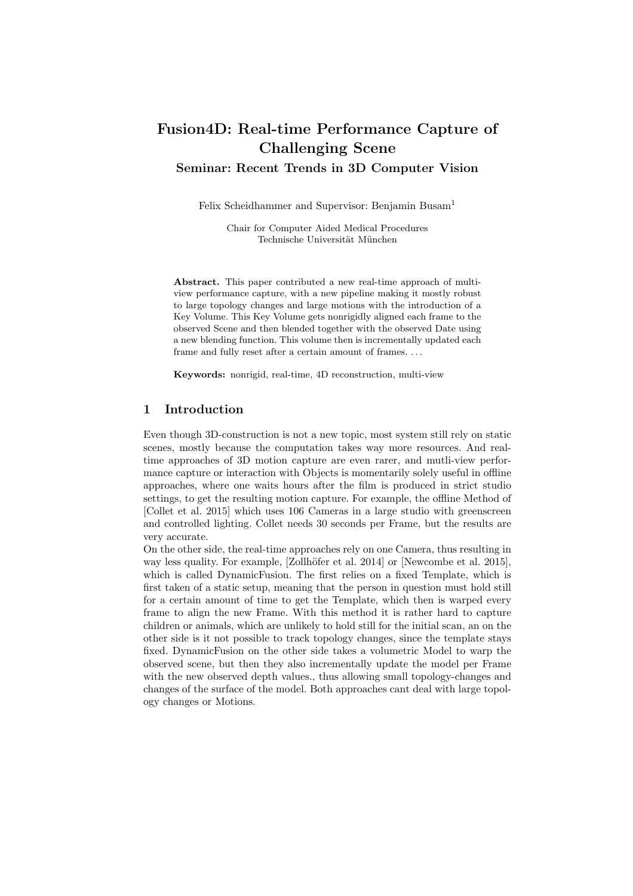# Fusion4D: Real-time Performance Capture of Challenging Scene

## Seminar: Recent Trends in 3D Computer Vision

Felix Scheidhammer and Supervisor: Benjamin Busam[1]

Chair for Computer Aided Medical Procedures
Technische Universität München

**Abstract.** This paper contributed a new real-time approach of multi-view performance capture, with a new pipeline making it mostly robust to large topology changes and large motions with the introduction of a Key Volume. This Key Volume gets nonrigidly aligned each frame to the observed Scene and then blended together with the observed Date using a new blending function. This volume then is incrementally updated each frame and fully reset after a certain amount of frames. . . .

**Keywords:** nonrigid, real-time, 4D reconstruction, multi-view

## 1 Introduction

Even though 3D-construction is not a new topic, most system still rely on static scenes, mostly because the computation takes way more resources. And real-time approaches of 3D motion capture are even rarer, and mutli-view performance capture or interaction with Objects is momentarily solely useful in offline approaches, where one waits hours after the film is produced in strict studio settings, to get the resulting motion capture. For example, the offline Method of [Collet et al. 2015] which uses 106 Cameras in a large studio with greenscreen and controlled lighting. Collet needs 30 seconds per Frame, but the results are very accurate.
On the other side, the real-time approaches rely on one Camera, thus resulting in way less quality. For example, [Zollhöfer et al. 2014] or [Newcombe et al. 2015], which is called DynamicFusion. The first relies on a fixed Template, which is first taken of a static setup, meaning that the person in question must hold still for a certain amount of time to get the Template, which then is warped every frame to align the new Frame. With this method it is rather hard to capture children or animals, which are unlikely to hold still for the initial scan, an on the other side is it not possible to track topology changes, since the template stays fixed. DynamicFusion on the other side takes a volumetric Model to warp the observed scene, but then they also incrementally update the model per Frame with the new observed depth values., thus allowing small topology-changes and changes of the surface of the model. Both approaches cant deal with large topology changes or Motions.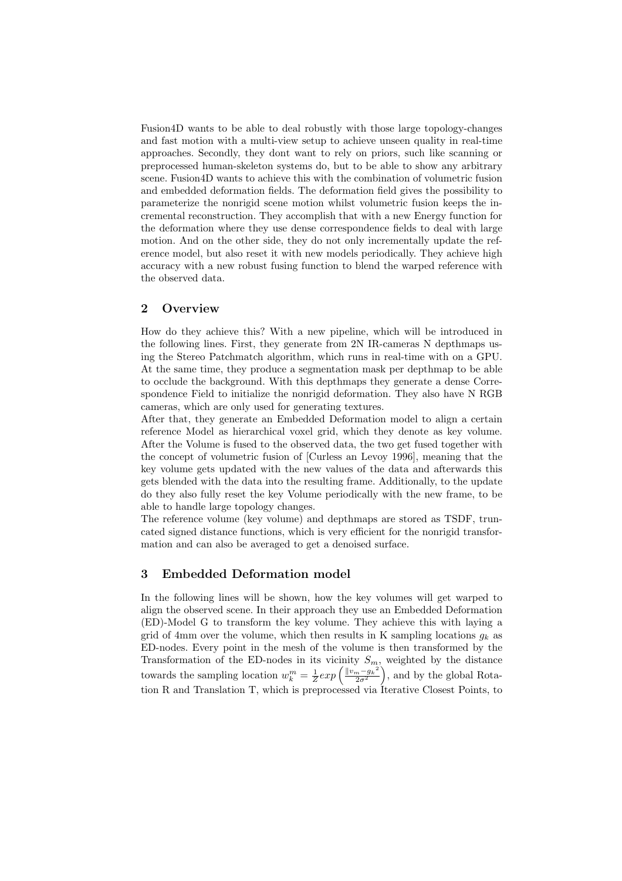Fusion4D wants to be able to deal robustly with those large topology-changes and fast motion with a multi-view setup to achieve unseen quality in real-time approaches. Secondly, they dont want to rely on priors, such like scanning or preprocessed human-skeleton systems do, but to be able to show any arbitrary scene. Fusion4D wants to achieve this with the combination of volumetric fusion and embedded deformation fields. The deformation field gives the possibility to parameterize the nonrigid scene motion whilst volumetric fusion keeps the incremental reconstruction. They accomplish that with a new Energy function for the deformation where they use dense correspondence fields to deal with large motion. And on the other side, they do not only incrementally update the reference model, but also reset it with new models periodically. They achieve high accuracy with a new robust fusing function to blend the warped reference with the observed data.

## 2 Overview

How do they achieve this? With a new pipeline, which will be introduced in the following lines. First, they generate from 2N IR-cameras N depthmaps using the Stereo Patchmatch algorithm, which runs in real-time with on a GPU. At the same time, they produce a segmentation mask per depthmap to be able to occlude the background. With this depthmaps they generate a dense Correspondence Field to initialize the nonrigid deformation. They also have N RGB cameras, which are only used for generating textures.

After that, they generate an Embedded Deformation model to align a certain reference Model as hierarchical voxel grid, which they denote as key volume. After the Volume is fused to the observed data, the two get fused together with the concept of volumetric fusion of [Curless an Levoy 1996], meaning that the key volume gets updated with the new values of the data and afterwards this gets blended with the data into the resulting frame. Additionally, to the update do they also fully reset the key Volume periodically with the new frame, to be able to handle large topology changes.

The reference volume (key volume) and depthmaps are stored as TSDF, truncated signed distance functions, which is very efficient for the nonrigid transformation and can also be averaged to get a denoised surface.

## 3 Embedded Deformation model

In the following lines will be shown, how the key volumes will get warped to align the observed scene. In their approach they use an Embedded Deformation (ED)-Model G to transform the key volume. They achieve this with laying a grid of 4mm over the volume, which then results in K sampling locations $g_k$ as ED-nodes. Every point in the mesh of the volume is then transformed by the Transformation of the ED-nodes in its vicinity $S_m$, weighted by the distance towards the sampling location $w_k^m = \frac{1}{Z}exp\left(\frac{\|v_m - g_k\|^2}{2\sigma^2}\right)$, and by the global Rotation R and Translation T, which is preprocessed via Iterative Closest Points, to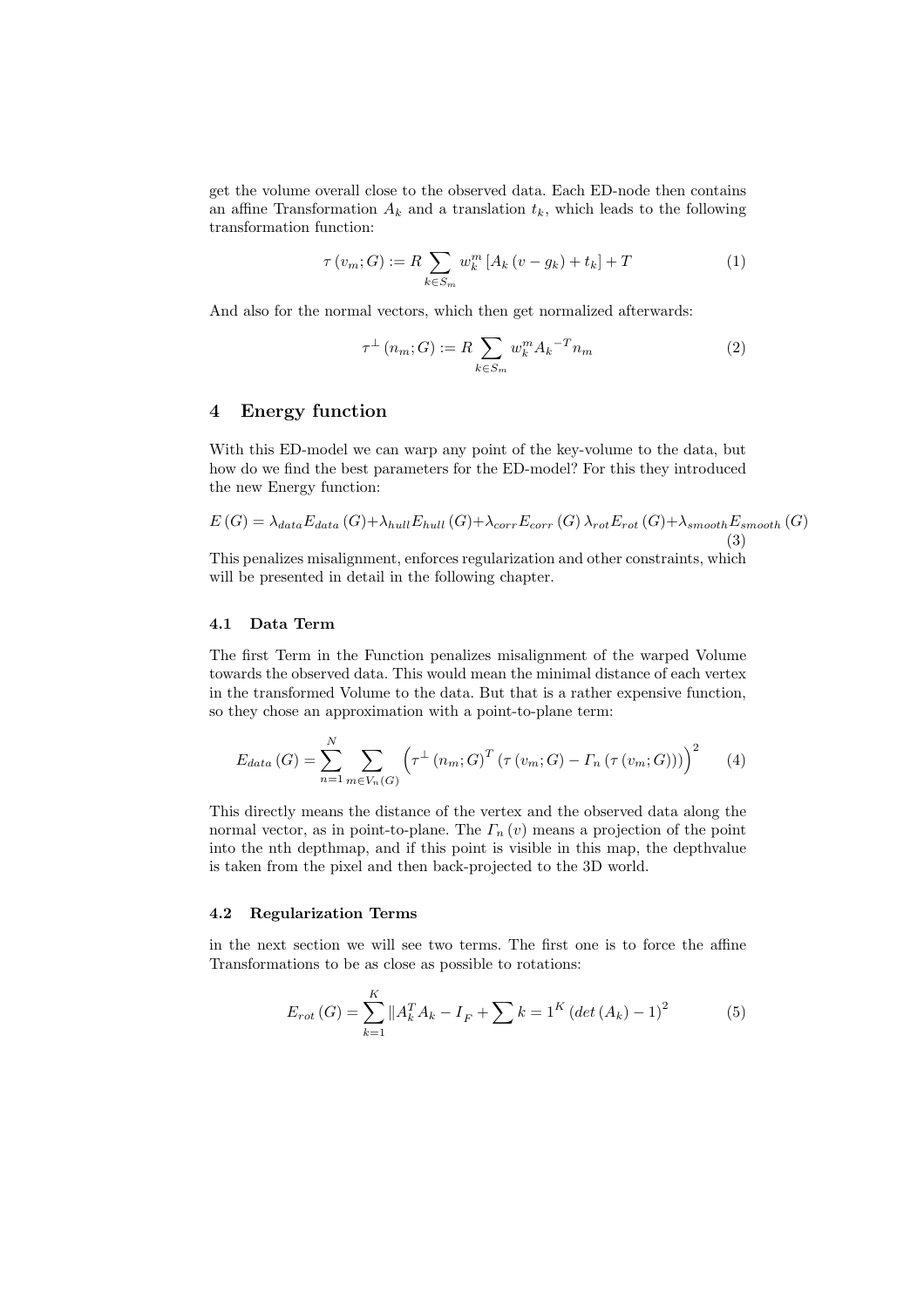get the volume overall close to the observed data. Each ED-node then contains an affine Transformation $A_k$ and a translation $t_k$, which leads to the following transformation function:

$$\tau\left(v_m; G\right) := R \sum_{k \in S_m} w_k^m \left[A_k\left(v - g_k\right) + t_k\right] + T \tag{1}$$

And also for the normal vectors, which then get normalized afterwards:

$$\tau^{\perp}\left(n_m; G\right) := R \sum_{k \in S_m} w_k^m {A_k}^{-T} n_m \tag{2}$$

## 4 Energy function

With this ED-model we can warp any point of the key-volume to the data, but how do we find the best parameters for the ED-model? For this they introduced the new Energy function:

$$E\left(G\right) = \lambda_{data} E_{data}\left(G\right) + \lambda_{hull} E_{hull}\left(G\right) + \lambda_{corr} E_{corr}\left(G\right) \lambda_{rot} E_{rot}\left(G\right) + \lambda_{smooth} E_{smooth}\left(G\right) \tag{3}$$

This penalizes misalignment, enforces regularization and other constraints, which will be presented in detail in the following chapter.

### 4.1 Data Term

The first Term in the Function penalizes misalignment of the warped Volume towards the observed data. This would mean the minimal distance of each vertex in the transformed Volume to the data. But that is a rather expensive function, so they chose an approximation with a point-to-plane term:

$$E_{data}\left(G\right) = \sum_{n=1}^{N} \sum_{m \in V_n(G)} \left(\tau^{\perp}\left(n_m; G\right)^T \left(\tau\left(v_m; G\right) - \Gamma_n\left(\tau\left(v_m; G\right)\right)\right)\right)^2 \tag{4}$$

This directly means the distance of the vertex and the observed data along the normal vector, as in point-to-plane. The $\Gamma_n\left(v\right)$ means a projection of the point into the nth depthmap, and if this point is visible in this map, the depthvalue is taken from the pixel and then back-projected to the 3D world.

### 4.2 Regularization Terms

in the next section we will see two terms. The first one is to force the affine Transformations to be as close as possible to rotations:

$$E_{rot}\left(G\right) = \sum_{k=1}^{K} \| A_k^T A_k - I_F + \sum k = 1^K \left(det\left(A_k\right) - 1\right)^2 \tag{5}$$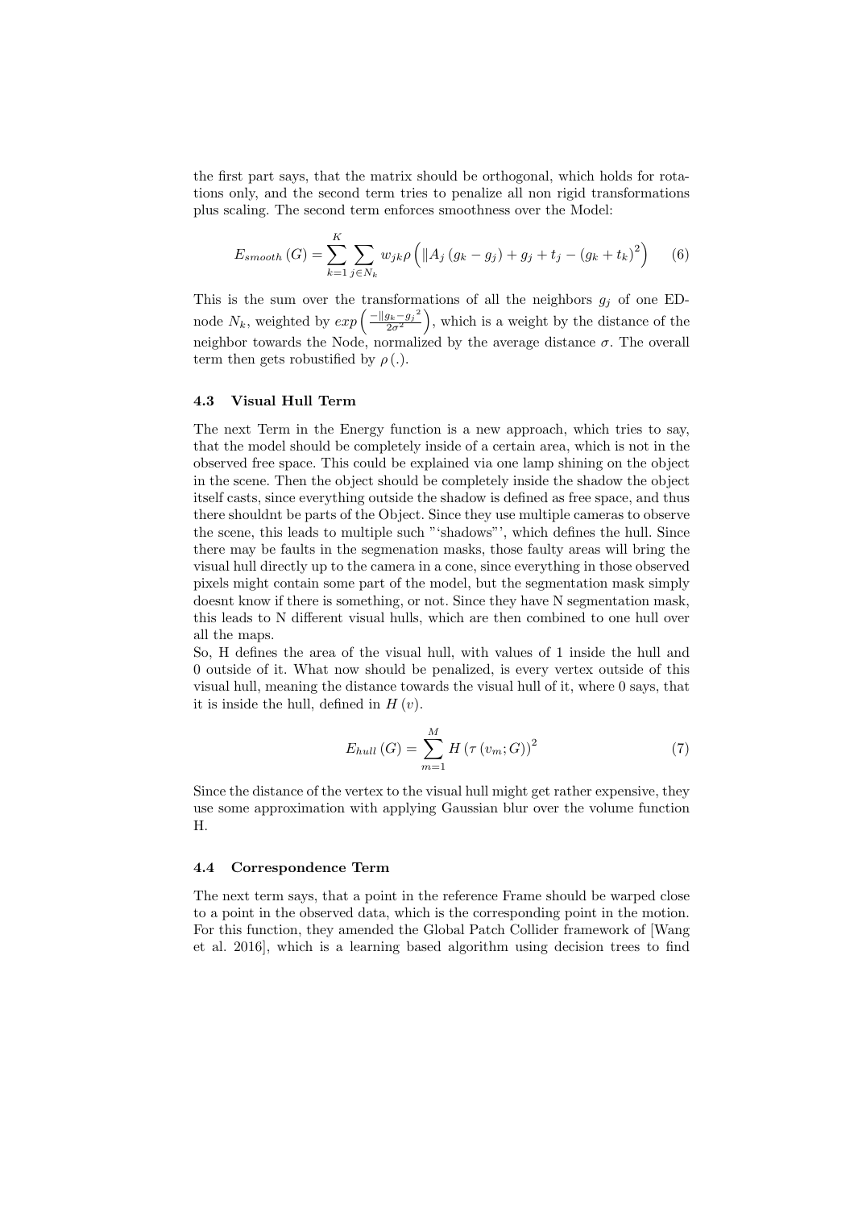the first part says, that the matrix should be orthogonal, which holds for rotations only, and the second term tries to penalize all non rigid transformations plus scaling. The second term enforces smoothness over the Model:

$$E_{smooth}(G) = \sum_{k=1}^{K} \sum_{j \in N_k} w_{jk} \rho \left( \| A_j (g_k - g_j) + g_j + t_j - (g_k + t_k)^2 \right) \quad (6)$$

This is the sum over the transformations of all the neighbors $g_j$ of one ED-node $N_k$, weighted by $exp\left(\frac{-\|g_k - g_j{}^2}{2\sigma^2}\right)$, which is a weight by the distance of the neighbor towards the Node, normalized by the average distance $\sigma$. The overall term then gets robustified by $\rho(.)$.

### 4.3 Visual Hull Term

The next Term in the Energy function is a new approach, which tries to say, that the model should be completely inside of a certain area, which is not in the observed free space. This could be explained via one lamp shining on the object in the scene. Then the object should be completely inside the shadow the object itself casts, since everything outside the shadow is defined as free space, and thus there shouldnt be parts of the Object. Since they use multiple cameras to observe the scene, this leads to multiple such "'shadows"', which defines the hull. Since there may be faults in the segmenation masks, those faulty areas will bring the visual hull directly up to the camera in a cone, since everything in those observed pixels might contain some part of the model, but the segmentation mask simply doesnt know if there is something, or not. Since they have N segmentation mask, this leads to N different visual hulls, which are then combined to one hull over all the maps.

So, H defines the area of the visual hull, with values of 1 inside the hull and 0 outside of it. What now should be penalized, is every vertex outside of this visual hull, meaning the distance towards the visual hull of it, where 0 says, that it is inside the hull, defined in $H(v)$.

$$E_{hull}(G) = \sum_{m=1}^{M} H(\tau(v_m; G))^2 \quad (7)$$

Since the distance of the vertex to the visual hull might get rather expensive, they use some approximation with applying Gaussian blur over the volume function H.

### 4.4 Correspondence Term

The next term says, that a point in the reference Frame should be warped close to a point in the observed data, which is the corresponding point in the motion. For this function, they amended the Global Patch Collider framework of [Wang et al. 2016], which is a learning based algorithm using decision trees to find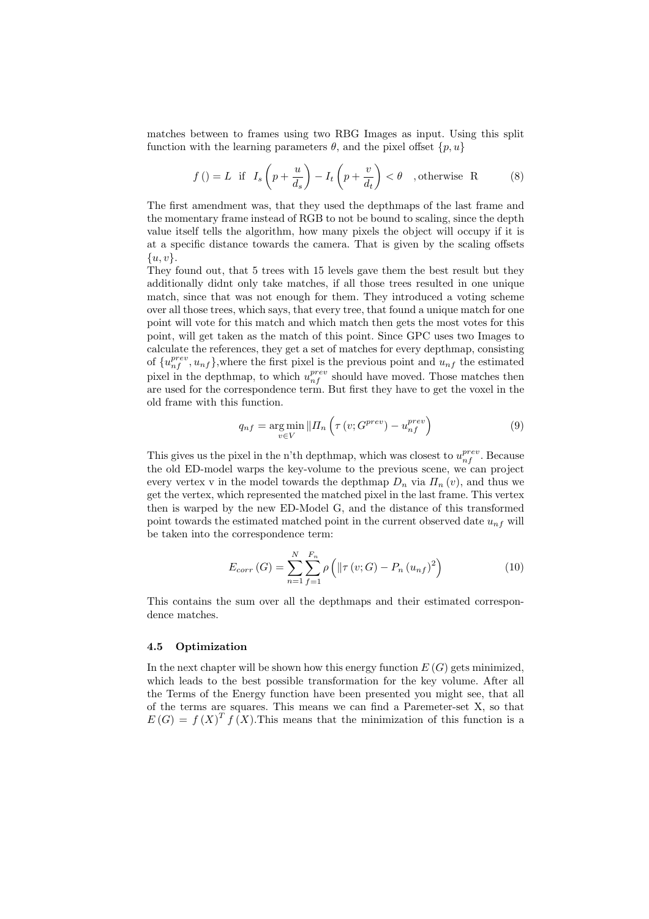matches between to frames using two RBG Images as input. Using this split function with the learning parameters $\theta$, and the pixel offset $\{p, u\}$

$$f\left(\right) = L \;\text{ if }\; I_s\left(p + \frac{u}{d_s}\right) - I_t\left(p + \frac{v}{d_t}\right) < \theta \quad \text{,otherwise R} \tag{8}$$

The first amendment was, that they used the depthmaps of the last frame and the momentary frame instead of RGB to not be bound to scaling, since the depth value itself tells the algorithm, how many pixels the object will occupy if it is at a specific distance towards the camera. That is given by the scaling offsets $\{u, v\}$.
They found out, that 5 trees with 15 levels gave them the best result but they additionally didnt only take matches, if all those trees resulted in one unique match, since that was not enough for them. They introduced a voting scheme over all those trees, which says, that every tree, that found a unique match for one point will vote for this match and which match then gets the most votes for this point, will get taken as the match of this point. Since GPC uses two Images to calculate the references, they get a set of matches for every depthmap, consisting of $\{u_{nf}^{prev}, u_{nf}\}$,where the first pixel is the previous point and $u_{nf}$ the estimated pixel in the depthmap, to which $u_{nf}^{prev}$ should have moved. Those matches then are used for the correspondence term. But first they have to get the voxel in the old frame with this function.

$$q_{nf} = \underset{v \in V}{\arg\min} \left\| \mathit{\Pi}_n \left( \tau\left(v; G^{prev}\right) - u_{nf}^{prev} \right) \right. \tag{9}$$

This gives us the pixel in the n'th depthmap, which was closest to $u_{nf}^{prev}$. Because the old ED-model warps the key-volume to the previous scene, we can project every vertex v in the model towards the depthmap $D_n$ via $\mathit{\Pi}_n(v)$, and thus we get the vertex, which represented the matched pixel in the last frame. This vertex then is warped by the new ED-Model G, and the distance of this transformed point towards the estimated matched point in the current observed date $u_{nf}$ will be taken into the correspondence term:

$$E_{corr}\left(G\right) = \sum_{n=1}^{N} \sum_{f=1}^{F_n} \rho \left( \left\| \tau\left(v; G\right) - P_n\left(u_{nf}\right)^2 \right. \right) \tag{10}$$

This contains the sum over all the depthmaps and their estimated correspondence matches.

### 4.5 Optimization

In the next chapter will be shown how this energy function $E(G)$ gets minimized, which leads to the best possible transformation for the key volume. After all the Terms of the Energy function have been presented you might see, that all of the terms are squares. This means we can find a Paremeter-set X, so that $E(G) = f(X)^T f(X)$.This means that the minimization of this function is a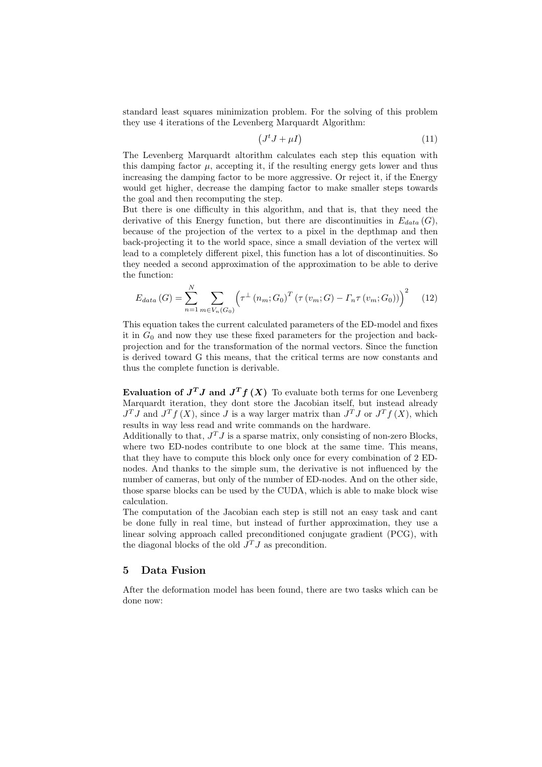standard least squares minimization problem. For the solving of this problem they use 4 iterations of the Levenberg Marquardt Algorithm:

$$\left(J^{t}J+\mu I\right) \tag{11}$$

The Levenberg Marquardt altorithm calculates each step this equation with this damping factor $\mu$, accepting it, if the resulting energy gets lower and thus increasing the damping factor to be more aggressive. Or reject it, if the Energy would get higher, decrease the damping factor to make smaller steps towards the goal and then recomputing the step.
But there is one difficulty in this algorithm, and that is, that they need the derivative of this Energy function, but there are discontinuities in $E_{data}\left(G\right)$, because of the projection of the vertex to a pixel in the depthmap and then back-projecting it to the world space, since a small deviation of the vertex will lead to a completely different pixel, this function has a lot of discontinuities. So they needed a second approximation of the approximation to be able to derive the function:

$$E_{data}\left(G\right)=\sum_{n=1}^{N}\sum_{m\in V_{n}\left(G_{0}\right)}\left(\tau^{\perp}\left(n_{m};G_{0}\right)^{T}\left(\tau\left(v_{m};G\right)-\Gamma_{n}\tau\left(v_{m};G_{0}\right)\right)\right)^{2} \tag{12}$$

This equation takes the current calculated parameters of the ED-model and fixes it in $G_0$ and now they use these fixed parameters for the projection and back-projection and for the transformation of the normal vectors. Since the function is derived toward G this means, that the critical terms are now constants and thus the complete function is derivable.

**Evaluation of $J^TJ$ and $J^Tf\left(X\right)$** To evaluate both terms for one Levenberg Marquardt iteration, they dont store the Jacobian itself, but instead already $J^TJ$ and $J^Tf\left(X\right)$, since $J$ is a way larger matrix than $J^TJ$ or $J^Tf\left(X\right)$, which results in way less read and write commands on the hardware.
Additionally to that, $J^TJ$ is a sparse matrix, only consisting of non-zero Blocks, where two ED-nodes contribute to one block at the same time. This means, that they have to compute this block only once for every combination of 2 ED-nodes. And thanks to the simple sum, the derivative is not influenced by the number of cameras, but only of the number of ED-nodes. And on the other side, those sparse blocks can be used by the CUDA, which is able to make block wise calculation.
The computation of the Jacobian each step is still not an easy task and cant be done fully in real time, but instead of further approximation, they use a linear solving approach called preconditioned conjugate gradient (PCG), with the diagonal blocks of the old $J^TJ$ as precondition.

## 5 Data Fusion

After the deformation model has been found, there are two tasks which can be done now: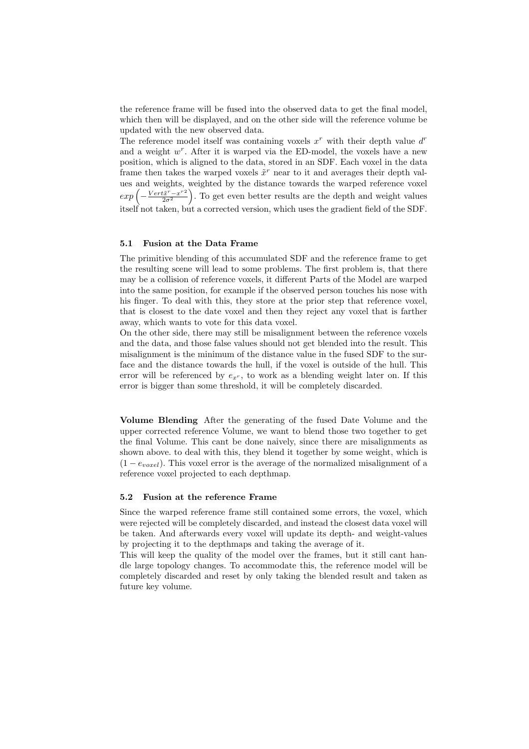the reference frame will be fused into the observed data to get the final model, which then will be displayed, and on the other side will the reference volume be updated with the new observed data.
The reference model itself was containing voxels $x^r$ with their depth value $d^r$ and a weight $w^r$. After it is warped via the ED-model, the voxels have a new position, which is aligned to the data, stored in an SDF. Each voxel in the data frame then takes the warped voxels $\tilde{x}^r$ near to it and averages their depth values and weights, weighted by the distance towards the warped reference voxel $exp\left(-\frac{Vert\tilde{x}^r - x^{r2}}{2\sigma^2}\right)$. To get even better results are the depth and weight values itself not taken, but a corrected version, which uses the gradient field of the SDF.

### 5.1 Fusion at the Data Frame

The primitive blending of this accumulated SDF and the reference frame to get the resulting scene will lead to some problems. The first problem is, that there may be a collision of reference voxels, it different Parts of the Model are warped into the same position, for example if the observed person touches his nose with his finger. To deal with this, they store at the prior step that reference voxel, that is closest to the date voxel and then they reject any voxel that is farther away, which wants to vote for this data voxel.
On the other side, there may still be misalignment between the reference voxels and the data, and those false values should not get blended into the result. This misalignment is the minimum of the distance value in the fused SDF to the surface and the distance towards the hull, if the voxel is outside of the hull. This error will be referenced by $e_{x^r}$, to work as a blending weight later on. If this error is bigger than some threshold, it will be completely discarded.

**Volume Blending** After the generating of the fused Date Volume and the upper corrected reference Volume, we want to blend those two together to get the final Volume. This cant be done naively, since there are misalignments as shown above. to deal with this, they blend it together by some weight, which is $(1 - e_{voxel})$. This voxel error is the average of the normalized misalignment of a reference voxel projected to each depthmap.

### 5.2 Fusion at the reference Frame

Since the warped reference frame still contained some errors, the voxel, which were rejected will be completely discarded, and instead the closest data voxel will be taken. And afterwards every voxel will update its depth- and weight-values by projecting it to the depthmaps and taking the average of it.
This will keep the quality of the model over the frames, but it still cant handle large topology changes. To accommodate this, the reference model will be completely discarded and reset by only taking the blended result and taken as future key volume.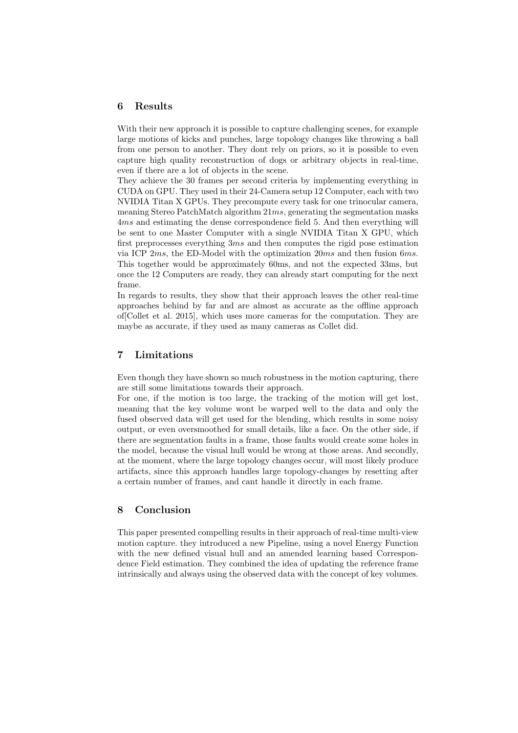## 6 Results

With their new approach it is possible to capture challenging scenes, for example large motions of kicks and punches, large topology changes like throwing a ball from one person to another. They dont rely on priors, so it is possible to even capture high quality reconstruction of dogs or arbitrary objects in real-time, even if there are a lot of objects in the scene.
They achieve the 30 frames per second criteria by implementing everything in CUDA on GPU. They used in their 24-Camera setup 12 Computer, each with two NVIDIA Titan X GPUs. They precompute every task for one trinocular camera, meaning Stereo PatchMatch algorithm $21ms$, generating the segmentation masks $4ms$ and estimating the dense correspondence field 5. And then everything will be sent to one Master Computer with a single NVIDIA Titan X GPU, which first preprocesses everything $3ms$ and then computes the rigid pose estimation via ICP $2ms$, the ED-Model with the optimization $20ms$ and then fusion $6ms$. This together would be approximately 60ms, and not the expected 33ms, but once the 12 Computers are ready, they can already start computing for the next frame.
In regards to results, they show that their approach leaves the other real-time approaches behind by far and are almost as accurate as the offline approach of[Collet et al. 2015], which uses more cameras for the computation. They are maybe as accurate, if they used as many cameras as Collet did.

## 7 Limitations

Even though they have shown so much robustness in the motion capturing, there are still some limitations towards their approach.
For one, if the motion is too large, the tracking of the motion will get lost, meaning that the key volume wont be warped well to the data and only the fused observed data will get used for the blending, which results in some noisy output, or even oversmoothed for small details, like a face. On the other side, if there are segmentation faults in a frame, those faults would create some holes in the model, because the visual hull would be wrong at those areas. And secondly, at the moment, where the large topology changes occur, will most likely produce artifacts, since this approach handles large topology-changes by resetting after a certain number of frames, and cant handle it directly in each frame.

## 8 Conclusion

This paper presented compelling results in their approach of real-time multi-view motion capture. they introduced a new Pipeline, using a novel Energy Function with the new defined visual hull and an amended learning based Correspondence Field estimation. They combined the idea of updating the reference frame intrinsically and always using the observed data with the concept of key volumes.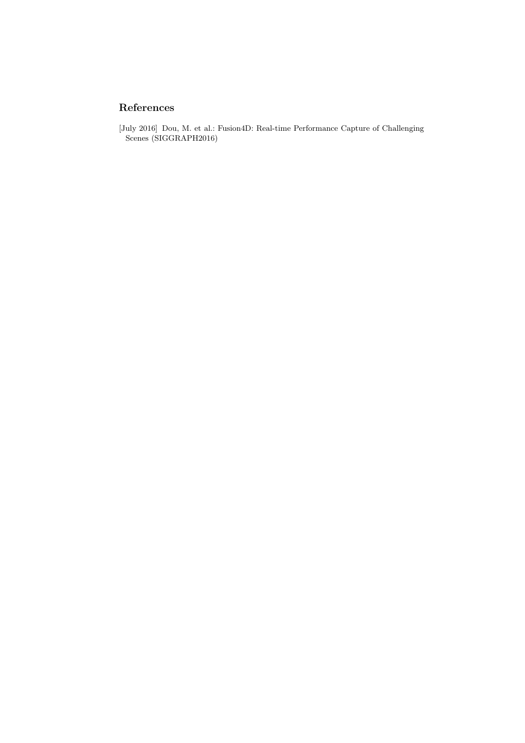## References

[July 2016] Dou, M. et al.: Fusion4D: Real-time Performance Capture of Challenging Scenes (SIGGRAPH2016)